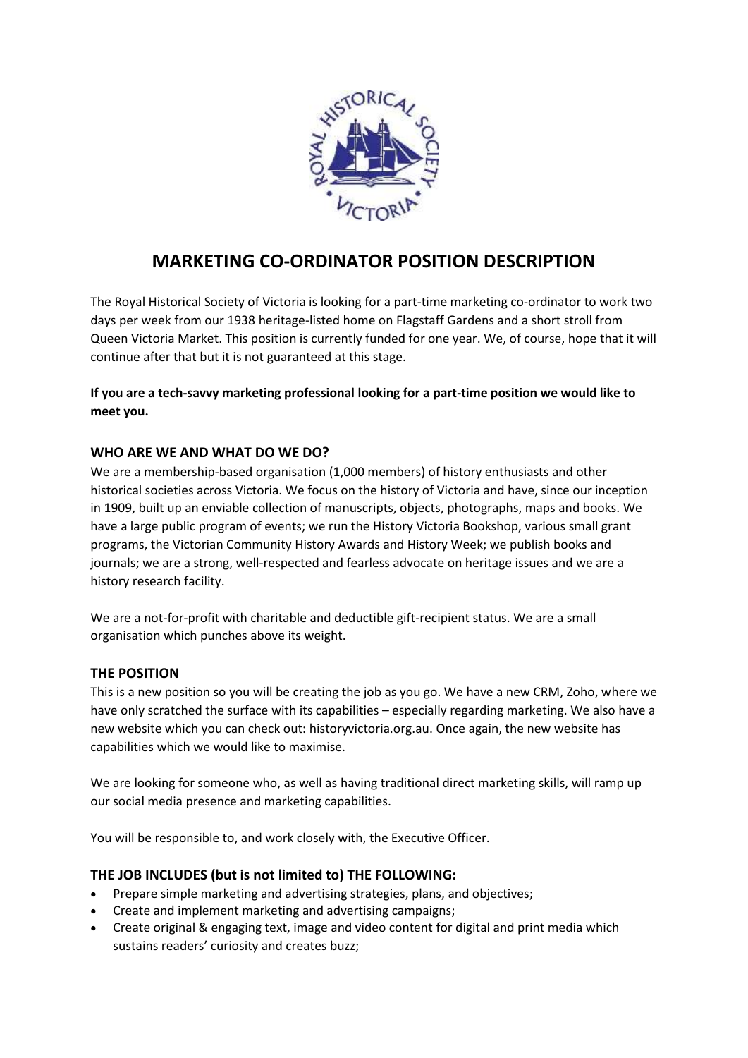# MARKETING CO-ORDINATOR POSITION DESCRIPTION

The Royal Historical Society of Victoria is looking for a part-time marketing co-ordinator to work two days per week from our 1938 heritage-listed home on Flagstaff Gardens and a short stroll from Queen Victoria Market. This position is currently funded for one year. We, of course, hope that it will continue after that but it is not guaranteed at this stage.

**If you are a tech-savvy marketing professional looking for a part-time position we would like to meet you.**

## WHO ARE WE AND WHAT DO WE DO?

We are a membership-based organisation (1,000 members) of history enthusiasts and other historical societies across Victoria. We focus on the history of Victoria and have, since our inception in 1909, built up an enviable collection of manuscripts, objects, photographs, maps and books. We have a large public program of events; we run the History Victoria Bookshop, various small grant programs, the Victorian Community History Awards and History Week; we publish books and journals; we are a strong, well-respected and fearless advocate on heritage issues and we are a history research facility.

We are a not-for-profit with charitable and deductible gift-recipient status. We are a small organisation which punches above its weight.

## THE POSITION

This is a new position so you will be creating the job as you go. We have a new CRM, Zoho, where we have only scratched the surface with its capabilities – especially regarding marketing. We also have a new website which you can check out: historyvictoria.org.au. Once again, the new website has capabilities which we would like to maximise.

We are looking for someone who, as well as having traditional direct marketing skills, will ramp up our social media presence and marketing capabilities.

You will be responsible to, and work closely with, the Executive Officer.

## THE JOB INCLUDES (but is not limited to) THE FOLLOWING:

- Prepare simple marketing and advertising strategies, plans, and objectives;
- Create and implement marketing and advertising campaigns;
- Create original & engaging text, image and video content for digital and print media which sustains readers' curiosity and creates buzz;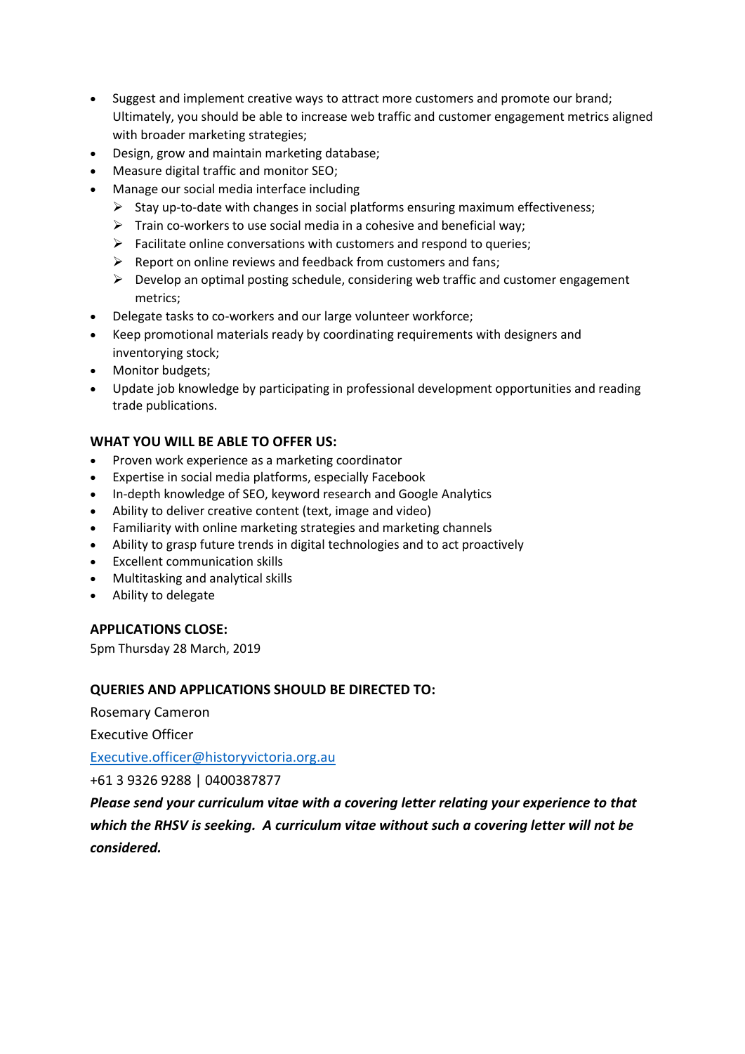- Suggest and implement creative ways to attract more customers and promote our brand; Ultimately, you should be able to increase web traffic and customer engagement metrics aligned with broader marketing strategies;
- Design, grow and maintain marketing database;
- Measure digital traffic and monitor SEO;
- Manage our social media interface including
  - Stay up-to-date with changes in social platforms ensuring maximum effectiveness;
  - Train co-workers to use social media in a cohesive and beneficial way;
  - Facilitate online conversations with customers and respond to queries;
  - Report on online reviews and feedback from customers and fans;
  - Develop an optimal posting schedule, considering web traffic and customer engagement metrics;
- Delegate tasks to co-workers and our large volunteer workforce;
- Keep promotional materials ready by coordinating requirements with designers and inventorying stock;
- Monitor budgets;
- Update job knowledge by participating in professional development opportunities and reading trade publications.

**WHAT YOU WILL BE ABLE TO OFFER US:**

- Proven work experience as a marketing coordinator
- Expertise in social media platforms, especially Facebook
- In-depth knowledge of SEO, keyword research and Google Analytics
- Ability to deliver creative content (text, image and video)
- Familiarity with online marketing strategies and marketing channels
- Ability to grasp future trends in digital technologies and to act proactively
- Excellent communication skills
- Multitasking and analytical skills
- Ability to delegate

**APPLICATIONS CLOSE:**

5pm Thursday 28 March, 2019

**QUERIES AND APPLICATIONS SHOULD BE DIRECTED TO:**

Rosemary Cameron

Executive Officer

Executive.officer@historyvictoria.org.au

+61 3 9326 9288 | 0400387877

***Please send your curriculum vitae with a covering letter relating your experience to that which the RHSV is seeking. A curriculum vitae without such a covering letter will not be considered.***